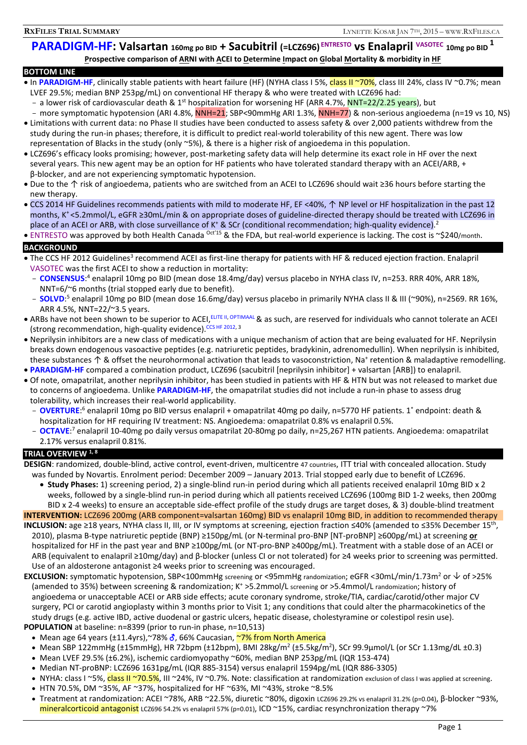# PARADIGM-HF: Valsartan 160mg po BID + Sacubitril (=LCZ696) ENTRESTO vs Enalapril VASOTEC 10mg po BID [1]

**Prospective comparison of ARNI with ACEI to Determine Impact on Global Mortality & morbidity in HF**

## BOTTOM LINE

- In **PARADIGM-HF**, clinically stable patients with heart failure (HF) (NYHA class I 5%, class II ~70%, class III 24%, class IV ~0.7%; mean LVEF 29.5%; median BNP 253pg/mL) on conventional HF therapy & who were treated with LCZ696 had:
  - a lower risk of cardiovascular death & 1st hospitalization for worsening HF (ARR 4.7%, NNT=22/2.25 years), but
  - more symptomatic hypotension (ARI 4.8%, NNH=21; SBP<90mmHg ARI 1.3%, NNH=77) & non-serious angioedema (n=19 vs 10, NS)
- Limitations with current data: no Phase II studies have been conducted to assess safety & over 2,000 patients withdrew from the study during the run-in phases; therefore, it is difficult to predict real-world tolerability of this new agent. There was low representation of Blacks in the study (only ~5%), & there is a higher risk of angioedema in this population.
- LCZ696's efficacy looks promising; however, post-marketing safety data will help determine its exact role in HF over the next several years. This new agent may be an option for HF patients who have tolerated standard therapy with an ACEI/ARB, + β-blocker, and are not experiencing symptomatic hypotension.
- Due to the ↑ risk of angioedema, patients who are switched from an ACEI to LCZ696 should wait ≥36 hours before starting the new therapy.
- CCS 2014 HF Guidelines recommends patients with mild to moderate HF, EF <40%, ↑ NP level or HF hospitalization in the past 12 months, $K^+$ <5.2mmol/L, eGFR ≥30mL/min & on appropriate doses of guideline-directed therapy should be treated with LCZ696 in place of an ACEI or ARB, with close surveillance of $K^+$ & SCr (conditional recommendation; high-quality evidence).[2]
- ENTRESTO was approved by both Health Canada Oct'15 & the FDA, but real-world experience is lacking. The cost is ~$240/month.

## BACKGROUND

- The CCS HF 2012 Guidelines[3] recommend ACEI as first-line therapy for patients with HF & reduced ejection fraction. Enalapril VASOTEC was the first ACEI to show a reduction in mortality:
  - **CONSENSUS**:[4] enalapril 10mg po BID (mean dose 18.4mg/day) versus placebo in NYHA class IV, n=253. RRR 40%, ARR 18%, NNT=6/~6 months (trial stopped early due to benefit).
  - **SOLVD**:[5] enalapril 10mg po BID (mean dose 16.6mg/day) versus placebo in primarily NYHA class II & III (~90%), n=2569. RR 16%, ARR 4.5%, NNT=22/~3.5 years.
- ARBs have not been shown to be superior to ACEI,[ELITE II, OPTIMAAL] & as such, are reserved for individuals who cannot tolerate an ACEI (strong recommendation, high-quality evidence).[CCS HF 2012, 3]
- Neprilysin inhibitors are a new class of medications with a unique mechanism of action that are being evaluated for HF. Neprilysin breaks down endogenous vasoactive peptides (e.g. natriuretic peptides, bradykinin, adrenomedullin). When neprilysin is inhibited, these substances ↑ & offset the neurohormonal activation that leads to vasoconstriction, $Na^+$ retention & maladaptive remodelling.
- **PARADIGM-HF** compared a combination product, LCZ696 (sacubitril [neprilysin inhibitor] + valsartan [ARB]) to enalapril.
- Of note, omapatrilat, another neprilysin inhibitor, has been studied in patients with HF & HTN but was not released to market due to concerns of angioedema. Unlike **PARADIGM-HF**, the omapatrilat studies did not include a run-in phase to assess drug tolerability, which increases their real-world applicability.
  - **OVERTURE**:[6] enalapril 10mg po BID versus enalapril + omapatrilat 40mg po daily, n=5770 HF patients. 1˚ endpoint: death & hospitalization for HF requiring IV treatment: NS. Angioedema: omapatrilat 0.8% vs enalapril 0.5%.
  - **OCTAVE**:[7] enalapril 10-40mg po daily versus omapatrilat 20-80mg po daily, n=25,267 HTN patients. Angioedema: omapatrilat 2.17% versus enalapril 0.81%.

## TRIAL OVERVIEW [1, 8]

**DESIGN**: randomized, double-blind, active control, event-driven, multicentre 47 countries, ITT trial with concealed allocation. Study was funded by Novartis. Enrolment period: December 2009 – January 2013. Trial stopped early due to benefit of LCZ696.

- **Study Phases:** 1) screening period, 2) a single-blind run-in period during which all patients received enalapril 10mg BID x 2 weeks, followed by a single-blind run-in period during which all patients received LCZ696 (100mg BID 1-2 weeks, then 200mg BID x 2-4 weeks) to ensure an acceptable side-effect profile of the study drugs are target doses, & 3) double-blind treatment

**INTERVENTION:** LCZ696 200mg (ARB component=valsartan 160mg) BID vs enalapril 10mg BID, in addition to recommended therapy

**INCLUSION:** age ≥18 years, NYHA class II, III, or IV symptoms at screening, ejection fraction ≤40% (amended to ≤35% December 15th, 2010), plasma B-type natriuretic peptide (BNP) ≥150pg/mL (or N-terminal pro-BNP [NT-proBNP] ≥600pg/mL) at screening **or** hospitalized for HF in the past year and BNP ≥100pg/mL (or NT-pro-BNP ≥400pg/mL). Treatment with a stable dose of an ACEI or ARB (equivalent to enalapril ≥10mg/day) and β-blocker (unless CI or not tolerated) for ≥4 weeks prior to screening was permitted. Use of an aldosterone antagonist ≥4 weeks prior to screening was encouraged.

**EXCLUSION:** symptomatic hypotension, SBP<100mmHg screening or <95mmHg randomization; eGFR <30mL/min/1.73m² or ↓ of >25% (amended to 35%) between screening & randomization; $K^+$ >5.2mmol/L screening or >5.4mmol/L randomization; history of angioedema or unacceptable ACEI or ARB side effects; acute coronary syndrome, stroke/TIA, cardiac/carotid/other major CV surgery, PCI or carotid angioplasty within 3 months prior to Visit 1; any conditions that could alter the pharmacokinetics of the study drugs (e.g. active IBD, active duodenal or gastric ulcers, hepatic disease, cholestyramine or colestipol resin use).

**POPULATION** at baseline: n=8399 (prior to run-in phase, n=10,513)

- Mean age 64 years (±11.4yrs),~78% ♂, 66% Caucasian, ~7% from North America
- Mean SBP 122mmHg (±15mmHg), HR 72bpm (±12bpm), BMI 28kg/m² (±5.5kg/m²), SCr 99.9µmol/L (or SCr 1.13mg/dL ±0.3)
- Mean LVEF 29.5% (±6.2%), ischemic cardiomyopathy ~60%, median BNP 253pg/mL (IQR 153-474)
- Median NT-proBNP: LCZ696 1631pg/mL (IQR 885-3154) versus enalapril 1594pg/mL (IQR 886-3305)
- NYHA: class I ~5%, class II ~70.5%, III ~24%, IV ~0.7%. Note: classification at randomization exclusion of class I was applied at screening.
- HTN 70.5%, DM ~35%, AF ~37%, hospitalized for HF ~63%, MI ~43%, stroke ~8.5%
- Treatment at randomization: ACEI ~78%, ARB ~22.5%, diuretic ~80%, digoxin LCZ696 29.2% vs enalapril 31.2% (p=0.04), β-blocker ~93%, mineralcorticoid antagonist LCZ696 54.2% vs enalapril 57% (p=0.01), ICD ~15%, cardiac resynchronization therapy ~7%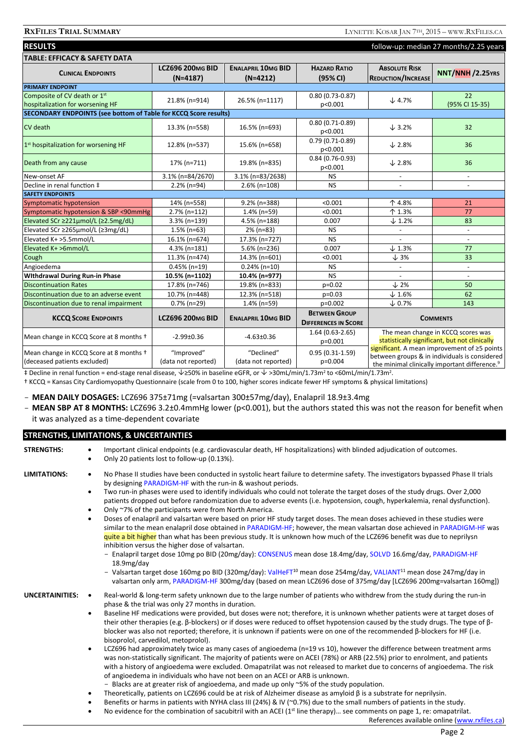## RESULTS

follow-up: median 27 months/2.25 years

### TABLE: EFFICACY & SAFETY DATA

| Clinical Endpoints | LCZ696 200mg BID (N=4187) | Enalapril 10mg BID (N=4212) | Hazard Ratio (95% CI) | Absolute Risk Reduction/Increase | NNT/NNH /2.25yrs |
|---|---|---|---|---|---|
| **PRIMARY ENDPOINT** | | | | | |
| Composite of CV death or 1st hospitalization for worsening HF | 21.8% (n=914) | 26.5% (n=1117) | 0.80 (0.73-0.87) p<0.001 | ↓ 4.7% | 22 (95% CI 15-35) |
| **SECONDARY ENDPOINTS (see bottom of Table for KCCQ Score results)** | | | | | |
| CV death | 13.3% (n=558) | 16.5% (n=693) | 0.80 (0.71-0.89) p<0.001 | ↓ 3.2% | 32 |
| 1st hospitalization for worsening HF | 12.8% (n=537) | 15.6% (n=658) | 0.79 (0.71-0.89) p<0.001 | ↓ 2.8% | 36 |
| Death from any cause | 17% (n=711) | 19.8% (n=835) | 0.84 (0.76-0.93) p<0.001 | ↓ 2.8% | 36 |
| New-onset AF | 3.1% (n=84/2670) | 3.1% (n=83/2638) | NS | - | - |
| Decline in renal function ‡ | 2.2% (n=94) | 2.6% (n=108) | NS | - | - |
| **SAFETY ENDPOINTS** | | | | | |
| Symptomatic hypotension | 14% (n=558) | 9.2% (n=388) | <0.001 | ↑ 4.8% | 21 |
| Symptomatic hypotension & SBP <90mmHg | 2.7% (n=112) | 1.4% (n=59) | <0.001 | ↑ 1.3% | 77 |
| Elevated SCr ≥221µmol/L (≥2.5mg/dL) | 3.3% (n=139) | 4.5% (n=188) | 0.007 | ↓ 1.2% | 83 |
| Elevated SCr ≥265µmol/L (≥3mg/dL) | 1.5% (n=63) | 2% (n=83) | NS | - | - |
| Elevated K+ >5.5mmol/L | 16.1% (n=674) | 17.3% (n=727) | NS | - | - |
| Elevated K+ >6mmol/L | 4.3% (n=181) | 5.6% (n=236) | 0.007 | ↓ 1.3% | 77 |
| Cough | 11.3% (n=474) | 14.3% (n=601) | <0.001 | ↓ 3% | 33 |
| Angioedema | 0.45% (n=19) | 0.24% (n=10) | NS | - | - |
| **Withdrawal During Run-in Phase** | **10.5% (n=1102)** | **10.4% (n=977)** | NS | - | - |
| Discontinuation Rates | 17.8% (n=746) | 19.8% (n=833) | p=0.02 | ↓ 2% | 50 |
| Discontinuation due to an adverse event | 10.7% (n=448) | 12.3% (n=518) | p=0.03 | ↓ 1.6% | 62 |
| Discontinuation due to renal impairment | 0.7% (n=29) | 1.4% (n=59) | p=0.002 | ↓ 0.7% | 143 |

| KCCQ Score Endpoints | LCZ696 200mg BID | Enalapril 10mg BID | Between Group Differences in Score | Comments |
|---|---|---|---|---|
| Mean change in KCCQ Score at 8 months † | -2.99±0.36 | -4.63±0.36 | 1.64 (0.63-2.65) p=0.001 | The mean change in KCCQ scores was statistically significant, but not clinically significant. A mean improvement of ≥5 points between groups & in individuals is considered the minimal clinically important difference.[9] |
| Mean change in KCCQ Score at 8 months † (deceased patients excluded) | "Improved" (data not reported) | "Declined" (data not reported) | 0.95 (0.31-1.59) p=0.004 | |

‡ Decline in renal function = end-stage renal disease, ↓≥50% in baseline eGFR, or ↓ >30mL/min/1.73m² to <60mL/min/1.73m².

† KCCQ = Kansas City Cardiomyopathy Questionnaire (scale from 0 to 100, higher scores indicate fewer HF symptoms & physical limitations)

- **MEAN DAILY DOSAGES:** LCZ696 375±71mg (=valsartan 300±57mg/day), Enalapril 18.9±3.4mg
- **MEAN SBP AT 8 MONTHS:** LCZ696 3.2±0.4mmHg lower (p<0.001), but the authors stated this was not the reason for benefit when it was analyzed as a time-dependent covariate

## STRENGTHS, LIMITATIONS, & UNCERTAINTIES

**STRENGTHS:**

- Important clinical endpoints (e.g. cardiovascular death, HF hospitalizations) with blinded adjudication of outcomes.
- Only 20 patients lost to follow-up (0.13%).

**LIMITATIONS:**

- No Phase II studies have been conducted in systolic heart failure to determine safety. The investigators bypassed Phase II trials by designing PARADIGM-HF with the run-in & washout periods.
- Two run-in phases were used to identify individuals who could not tolerate the target doses of the study drugs. Over 2,000 patients dropped out before randomization due to adverse events (i.e. hypotension, cough, hyperkalemia, renal dysfunction).
- Only ~7% of the participants were from North America.
- Doses of enalapril and valsartan were based on prior HF study target doses. The mean doses achieved in these studies were similar to the mean enalapril dose obtained in PARADIGM-HF; however, the mean valsartan dose achieved in PARADIGM-HF was quite a bit higher than what has been previous study. It is unknown how much of the LCZ696 benefit was due to neprilysn inhibition versus the higher dose of valsartan.
  - Enalapril target dose 10mg po BID (20mg/day): CONSENUS mean dose 18.4mg/day, SOLVD 16.6mg/day, PARADIGM-HF 18.9mg/day
  - Valsartan target dose 160mg po BID (320mg/day): ValHeFT[10] mean dose 254mg/day, VALIANT[11] mean dose 247mg/day in valsartan only arm, PARADIGM-HF 300mg/day (based on mean LCZ696 dose of 375mg/day [LCZ696 200mg=valsartan 160mg])

**UNCERTAINTIES:**

- Real-world & long-term safety unknown due to the large number of patients who withdrew from the study during the run-in phase & the trial was only 27 months in duration.
- Baseline HF medications were provided, but doses were not; therefore, it is unknown whether patients were at target doses of their other therapies (e.g. β-blockers) or if doses were reduced to offset hypotension caused by the study drugs. The type of β-blocker was also not reported; therefore, it is unknown if patients were on one of the recommended β-blockers for HF (i.e. bisoprolol, carvedilol, metoprolol).
- LCZ696 had approximately twice as many cases of angioedema (n=19 vs 10), however the difference between treatment arms was non-statistically significant. The majority of patients were on ACEI (78%) or ARB (22.5%) prior to enrolment, and patients with a history of angioedema were excluded. Omapatrilat was not released to market due to concerns of angioedema. The risk of angioedema in individuals who have not been on an ACEI or ARB is unknown.
  - Blacks are at greater risk of angioedema, and made up only ~5% of the study population.
- Theoretically, patients on LCZ696 could be at risk of Alzheimer disease as amyloid β is a substrate for neprilysin.
- Benefits or harms in patients with NYHA class III (24%) & IV (~0.7%) due to the small numbers of patients in the study.
- No evidence for the combination of sacubitril with an ACEI (1st line therapy)… see comments on page 1, re: omapatrilat.

References available online (www.rxfiles.ca)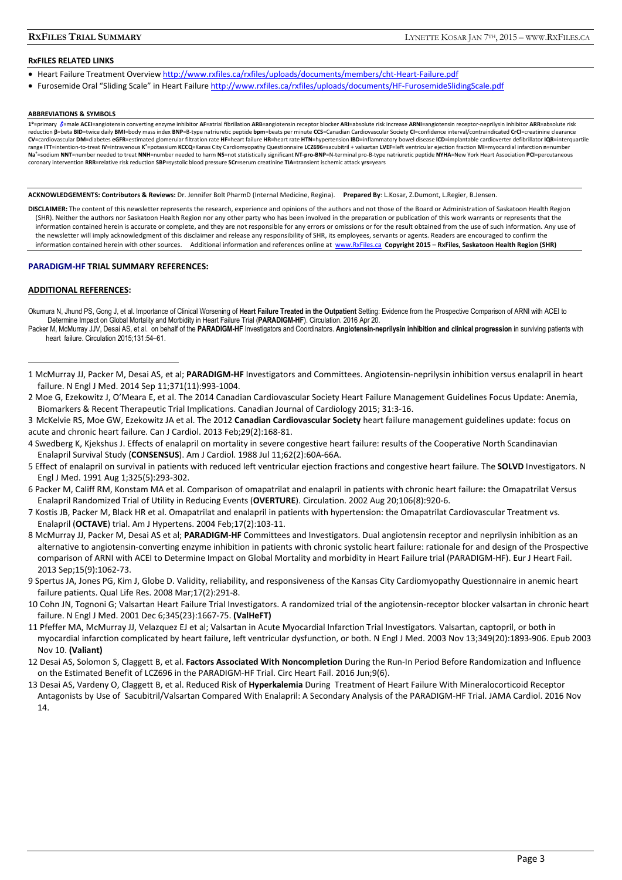**RxFILES RELATED LINKS**

- Heart Failure Treatment Overview http://www.rxfiles.ca/rxfiles/uploads/documents/members/cht-Heart-Failure.pdf
- Furosemide Oral "Sliding Scale" in Heart Failure http://www.rxfiles.ca/rxfiles/uploads/documents/HF-FurosemideSlidingScale.pdf

**ABBREVIATIONS & SYMBOLS**

**1°**=primary **♂**=male **ACEI**=angiotensin converting enzyme inhibitor **AF**=atrial fibrillation **ARB**=angiotensin receptor blocker **ARI**=absolute risk increase **ARNI**=angiotensin receptor-neprilysin inhibitor **ARR**=absolute risk reduction **β**=beta **BID**=twice daily **BMI**=body mass index **BNP**=B-type natriuretic peptide **bpm**=beats per minute **CCS**=Canadian Cardiovascular Society **CI**=confidence interval/contraindicated **CrCl**=creatinine clearance **CV**=cardiovascular **DM**=diabetes **eGFR**=estimated glomerular filtration rate **HF**=heart failure **HR**=heart rate **HTN**=hypertension **IBD**=inflammatory bowel disease **ICD**=implantable cardioverter defibrillator **IQR**=interquartile range **ITT**=intention-to-treat **IV**=intravenous **$K^+$**=potassium **KCCQ**=Kanas City Cardiomyopathy Questionnaire **LCZ696**=sacubitril + valsartan **LVEF**=left ventricular ejection fraction **MI**=myocardial infarction **n**=number **$Na^+$**=sodium **NNT**=number needed to treat **NNH**=number needed to harm **NS**=not statistically significant **NT-pro-BNP**=N-terminal pro-B-type natriuretic peptide **NYHA**=New York Heart Association **PCI**=percutaneous coronary intervention **RRR**=relative risk reduction **SBP**=systolic blood pressure **SCr**=serum creatinine **TIA**=transient ischemic attack **yrs**=years

**ACKNOWLEDGEMENTS: Contributors & Reviews:** Dr. Jennifer Bolt PharmD (Internal Medicine, Regina). **Prepared By**: L.Kosar, Z.Dumont, L.Regier, B.Jensen.

**DISCLAIMER:** The content of this newsletter represents the research, experience and opinions of the authors and not those of the Board or Administration of Saskatoon Health Region (SHR). Neither the authors nor Saskatoon Health Region nor any other party who has been involved in the preparation or publication of this work warrants or represents that the information contained herein is accurate or complete, and they are not responsible for any errors or omissions or for the result obtained from the use of such information. Any use of the newsletter will imply acknowledgment of this disclaimer and release any responsibility of SHR, its employees, servants or agents. Readers are encouraged to confirm the information contained herein with other sources. Additional information and references online at www.RxFiles.ca **Copyright 2015 – RxFiles, Saskatoon Health Region (SHR)**

## PARADIGM-HF TRIAL SUMMARY REFERENCES:

### ADDITIONAL REFERENCES:

Okumura N, Jhund PS, Gong J, et al. Importance of Clinical Worsening of **Heart Failure Treated in the Outpatient** Setting: Evidence from the Prospective Comparison of ARNI with ACEI to Determine Impact on Global Mortality and Morbidity in Heart Failure Trial (**PARADIGM-HF**). Circulation. 2016 Apr 20.

Packer M, McMurray JJV, Desai AS, et al. on behalf of the **PARADIGM-HF** Investigators and Coordinators. **Angiotensin-neprilysin inhibition and clinical progression** in surviving patients with heart failure. Circulation 2015;131:54–61.

---

1 McMurray JJ, Packer M, Desai AS, et al; **PARADIGM-HF** Investigators and Committees. Angiotensin-neprilysin inhibition versus enalapril in heart failure. N Engl J Med. 2014 Sep 11;371(11):993-1004.

2 Moe G, Ezekowitz J, O'Meara E, et al. The 2014 Canadian Cardiovascular Society Heart Failure Management Guidelines Focus Update: Anemia, Biomarkers & Recent Therapeutic Trial Implications. Canadian Journal of Cardiology 2015; 31:3-16.

3 McKelvie RS, Moe GW, Ezekowitz JA et al. The 2012 **Canadian Cardiovascular Society** heart failure management guidelines update: focus on acute and chronic heart failure. Can J Cardiol. 2013 Feb;29(2):168-81.

4 Swedberg K, Kjekshus J. Effects of enalapril on mortality in severe congestive heart failure: results of the Cooperative North Scandinavian Enalapril Survival Study (**CONSENSUS**). Am J Cardiol. 1988 Jul 11;62(2):60A-66A.

5 Effect of enalapril on survival in patients with reduced left ventricular ejection fractions and congestive heart failure. The **SOLVD** Investigators. N Engl J Med. 1991 Aug 1;325(5):293-302.

6 Packer M, Califf RM, Konstam MA et al. Comparison of omapatrilat and enalapril in patients with chronic heart failure: the Omapatrilat Versus Enalapril Randomized Trial of Utility in Reducing Events (**OVERTURE**). Circulation. 2002 Aug 20;106(8):920-6.

7 Kostis JB, Packer M, Black HR et al. Omapatrilat and enalapril in patients with hypertension: the Omapatrilat Cardiovascular Treatment vs. Enalapril (**OCTAVE**) trial. Am J Hypertens. 2004 Feb;17(2):103-11.

8 McMurray JJ, Packer M, Desai AS et al; **PARADIGM-HF** Committees and Investigators. Dual angiotensin receptor and neprilysin inhibition as an alternative to angiotensin-converting enzyme inhibition in patients with chronic systolic heart failure: rationale for and design of the Prospective comparison of ARNI with ACEI to Determine Impact on Global Mortality and morbidity in Heart Failure trial (PARADIGM-HF). Eur J Heart Fail. 2013 Sep;15(9):1062-73.

9 Spertus JA, Jones PG, Kim J, Globe D. Validity, reliability, and responsiveness of the Kansas City Cardiomyopathy Questionnaire in anemic heart failure patients. Qual Life Res. 2008 Mar;17(2):291-8.

10 Cohn JN, Tognoni G; Valsartan Heart Failure Trial Investigators. A randomized trial of the angiotensin-receptor blocker valsartan in chronic heart failure. N Engl J Med. 2001 Dec 6;345(23):1667-75. **(ValHeFT)**

11 Pfeffer MA, McMurray JJ, Velazquez EJ et al; Valsartan in Acute Myocardial Infarction Trial Investigators. Valsartan, captopril, or both in myocardial infarction complicated by heart failure, left ventricular dysfunction, or both. N Engl J Med. 2003 Nov 13;349(20):1893-906. Epub 2003 Nov 10. **(Valiant)**

12 Desai AS, Solomon S, Claggett B, et al. **Factors Associated With Noncompletion** During the Run-In Period Before Randomization and Influence on the Estimated Benefit of LCZ696 in the PARADIGM-HF Trial. Circ Heart Fail. 2016 Jun;9(6).

13 Desai AS, Vardeny O, Claggett B, et al. Reduced Risk of **Hyperkalemia** During Treatment of Heart Failure With Mineralocorticoid Receptor Antagonists by Use of Sacubitril/Valsartan Compared With Enalapril: A Secondary Analysis of the PARADIGM-HF Trial. JAMA Cardiol. 2016 Nov 14.